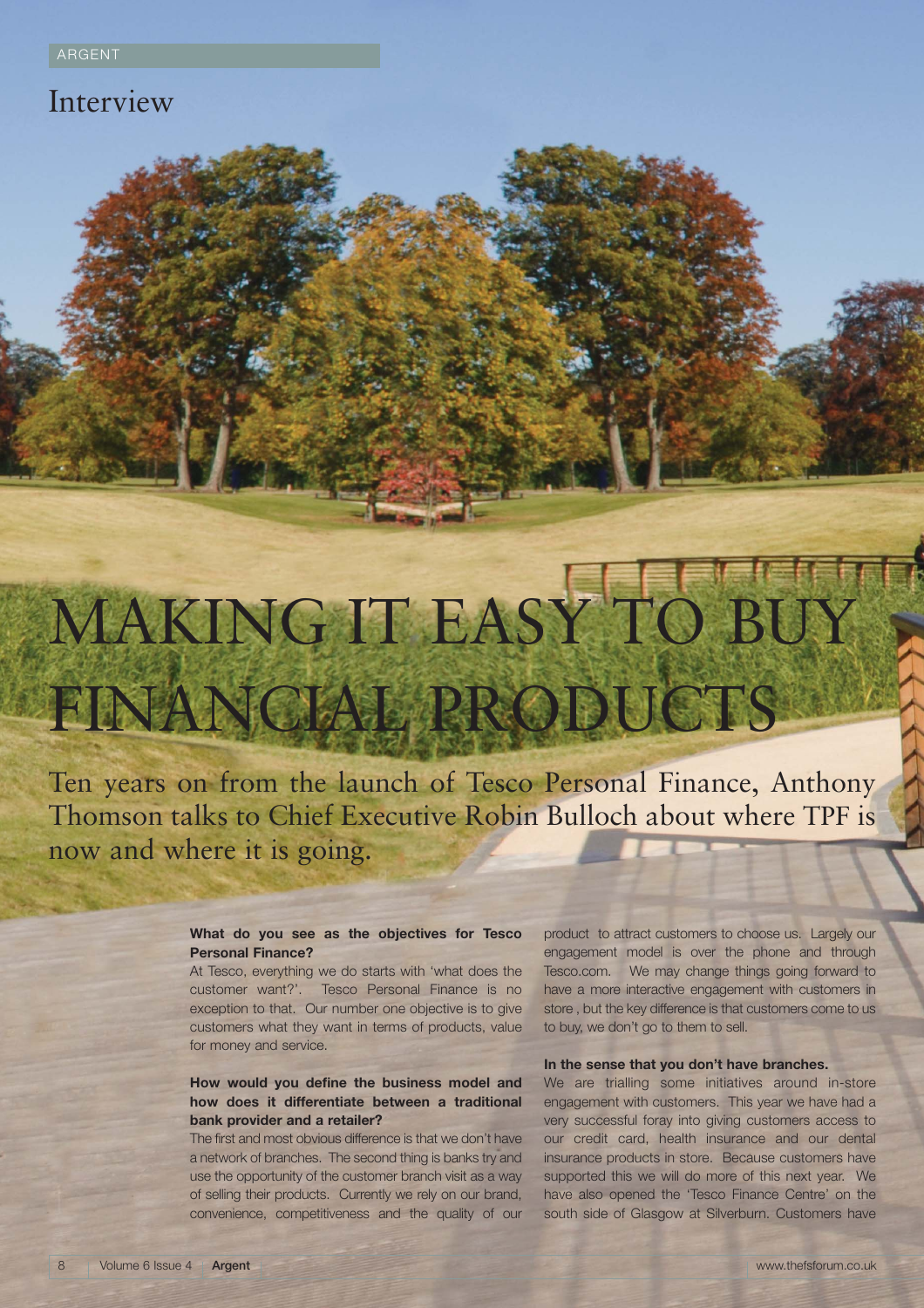## Interview

# MAKING IT EASY TO BUY FINANCIAL PRODUCTS

Ten years on from the launch of Tesco Personal Finance, Anthony Thomson talks to Chief Executive Robin Bulloch about where TPF is now and where it is going.

**What do you see as the objectives for Tesco Personal Finance?**

At Tesco, everything we do starts with 'what does the customer want?'. Tesco Personal Finance is no exception to that. Our number one objective is to give customers what they want in terms of products, value for money and service.

**How would you define the business model and how does it differentiate between a traditional bank provider and a retailer?**

The first and most obvious difference is that we don't have a network of branches. The second thing is banks try and use the opportunity of the customer branch visit as a way of selling their products. Currently we rely on our brand, convenience, competitiveness and the quality of our product to attract customers to choose us. Largely our engagement model is over the phone and through Tesco.com. We may change things going forward to have a more interactive engagement with customers in store , but the key difference is that customers come to us to buy, we don't go to them to sell.

**In the sense that you don't have branches.**

We are trialling some initiatives around in-store engagement with customers. This year we have had a very successful foray into giving customers access to our credit card, health insurance and our dental insurance products in store. Because customers have supported this we will do more of this next year. We have also opened the 'Tesco Finance Centre' on the south side of Glasgow at Silverburn. Customers have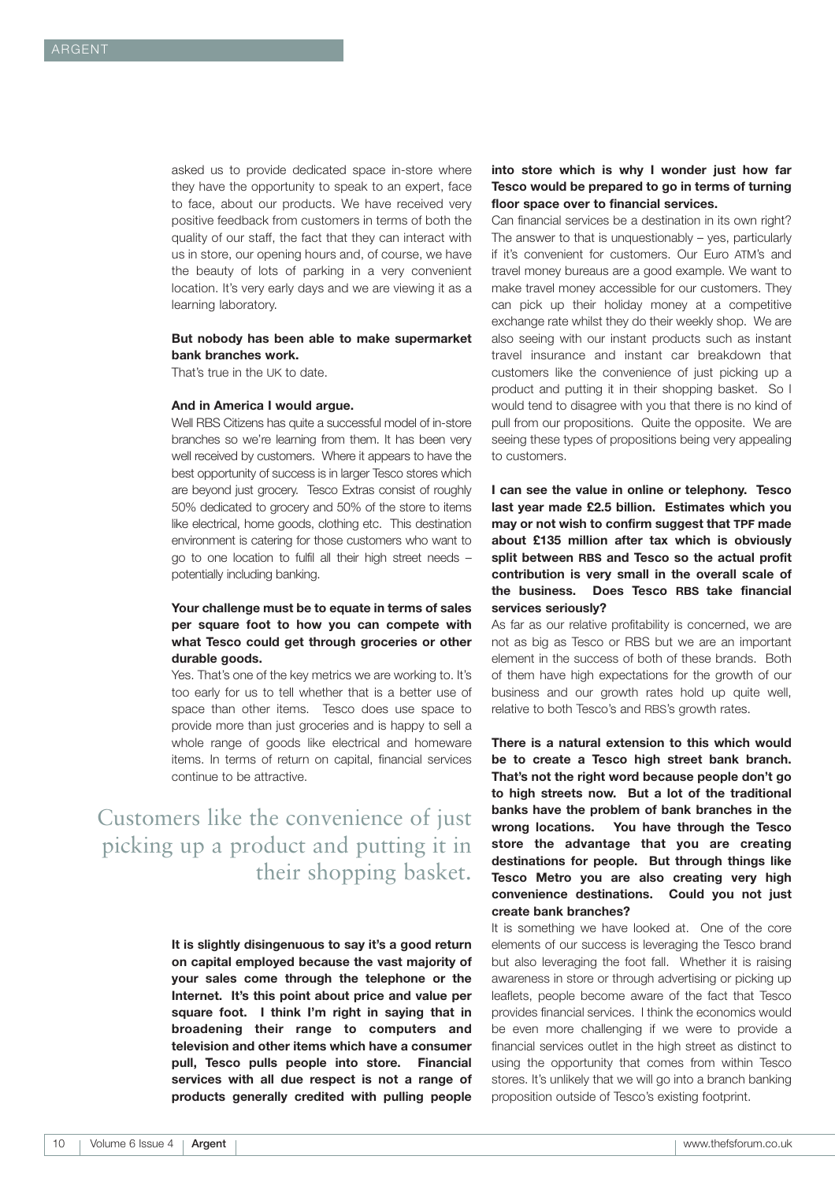asked us to provide dedicated space in-store where they have the opportunity to speak to an expert, face to face, about our products. We have received very positive feedback from customers in terms of both the quality of our staff, the fact that they can interact with us in store, our opening hours and, of course, we have the beauty of lots of parking in a very convenient location. It's very early days and we are viewing it as a learning laboratory.

**But nobody has been able to make supermarket bank branches work.**

That's true in the UK to date.

**And in America I would argue.**

Well RBS Citizens has quite a successful model of in-store branches so we're learning from them. It has been very well received by customers. Where it appears to have the best opportunity of success is in larger Tesco stores which are beyond just grocery. Tesco Extras consist of roughly 50% dedicated to grocery and 50% of the store to items like electrical, home goods, clothing etc. This destination environment is catering for those customers who want to go to one location to fulfil all their high street needs – potentially including banking.

**Your challenge must be to equate in terms of sales per square foot to how you can compete with what Tesco could get through groceries or other durable goods.**

Yes. That's one of the key metrics we are working to. It's too early for us to tell whether that is a better use of space than other items. Tesco does use space to provide more than just groceries and is happy to sell a whole range of goods like electrical and homeware items. In terms of return on capital, financial services continue to be attractive.

> Customers like the convenience of just picking up a product and putting it in their shopping basket.

**It is slightly disingenuous to say it's a good return on capital employed because the vast majority of your sales come through the telephone or the Internet. It's this point about price and value per square foot. I think I'm right in saying that in broadening their range to computers and television and other items which have a consumer pull, Tesco pulls people into store. Financial services with all due respect is not a range of products generally credited with pulling people into store which is why I wonder just how far Tesco would be prepared to go in terms of turning floor space over to financial services.**

Can financial services be a destination in its own right? The answer to that is unquestionably – yes, particularly if it's convenient for customers. Our Euro ATM's and travel money bureaus are a good example. We want to make travel money accessible for our customers. They can pick up their holiday money at a competitive exchange rate whilst they do their weekly shop. We are also seeing with our instant products such as instant travel insurance and instant car breakdown that customers like the convenience of just picking up a product and putting it in their shopping basket. So I would tend to disagree with you that there is no kind of pull from our propositions. Quite the opposite. We are seeing these types of propositions being very appealing to customers.

**I can see the value in online or telephony. Tesco last year made £2.5 billion. Estimates which you may or not wish to confirm suggest that TPF made about £135 million after tax which is obviously split between RBS and Tesco so the actual profit contribution is very small in the overall scale of the business. Does Tesco RBS take financial services seriously?**

As far as our relative profitability is concerned, we are not as big as Tesco or RBS but we are an important element in the success of both of these brands. Both of them have high expectations for the growth of our business and our growth rates hold up quite well, relative to both Tesco's and RBS's growth rates.

**There is a natural extension to this which would be to create a Tesco high street bank branch. That's not the right word because people don't go to high streets now. But a lot of the traditional banks have the problem of bank branches in the wrong locations. You have through the Tesco store the advantage that you are creating destinations for people. But through things like Tesco Metro you are also creating very high convenience destinations. Could you not just create bank branches?**

It is something we have looked at. One of the core elements of our success is leveraging the Tesco brand but also leveraging the foot fall. Whether it is raising awareness in store or through advertising or picking up leaflets, people become aware of the fact that Tesco provides financial services. I think the economics would be even more challenging if we were to provide a financial services outlet in the high street as distinct to using the opportunity that comes from within Tesco stores. It's unlikely that we will go into a branch banking proposition outside of Tesco's existing footprint.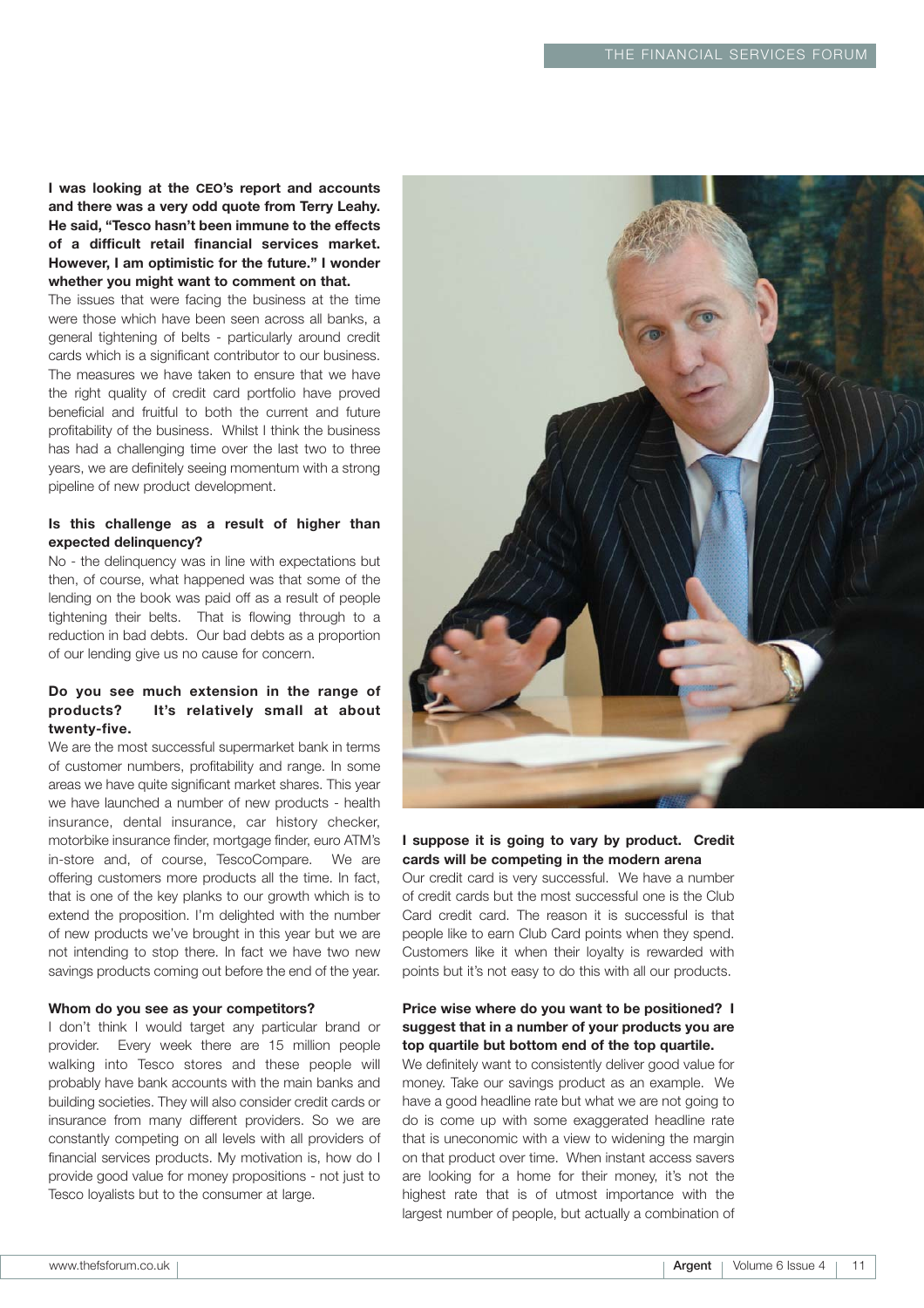**I was looking at the CEO's report and accounts and there was a very odd quote from Terry Leahy. He said, "Tesco hasn't been immune to the effects of a difficult retail financial services market. However, I am optimistic for the future." I wonder whether you might want to comment on that.**

The issues that were facing the business at the time were those which have been seen across all banks, a general tightening of belts - particularly around credit cards which is a significant contributor to our business. The measures we have taken to ensure that we have the right quality of credit card portfolio have proved beneficial and fruitful to both the current and future profitability of the business. Whilst I think the business has had a challenging time over the last two to three years, we are definitely seeing momentum with a strong pipeline of new product development.

**Is this challenge as a result of higher than expected delinquency?**

No - the delinquency was in line with expectations but then, of course, what happened was that some of the lending on the book was paid off as a result of people tightening their belts. That is flowing through to a reduction in bad debts. Our bad debts as a proportion of our lending give us no cause for concern.

**Do you see much extension in the range of products? It's relatively small at about twenty-five.**

We are the most successful supermarket bank in terms of customer numbers, profitability and range. In some areas we have quite significant market shares. This year we have launched a number of new products - health insurance, dental insurance, car history checker, motorbike insurance finder, mortgage finder, euro ATM's in-store and, of course, TescoCompare. We are offering customers more products all the time. In fact, that is one of the key planks to our growth which is to extend the proposition. I'm delighted with the number of new products we've brought in this year but we are not intending to stop there. In fact we have two new savings products coming out before the end of the year.

**Whom do you see as your competitors?**

I don't think I would target any particular brand or provider. Every week there are 15 million people walking into Tesco stores and these people will probably have bank accounts with the main banks and building societies. They will also consider credit cards or insurance from many different providers. So we are constantly competing on all levels with all providers of financial services products. My motivation is, how do I provide good value for money propositions - not just to Tesco loyalists but to the consumer at large.

**I suppose it is going to vary by product. Credit cards will be competing in the modern arena**

Our credit card is very successful. We have a number of credit cards but the most successful one is the Club Card credit card. The reason it is successful is that people like to earn Club Card points when they spend. Customers like it when their loyalty is rewarded with points but it's not easy to do this with all our products.

**Price wise where do you want to be positioned? I suggest that in a number of your products you are top quartile but bottom end of the top quartile.**

We definitely want to consistently deliver good value for money. Take our savings product as an example. We have a good headline rate but what we are not going to do is come up with some exaggerated headline rate that is uneconomic with a view to widening the margin on that product over time. When instant access savers are looking for a home for their money, it's not the highest rate that is of utmost importance with the largest number of people, but actually a combination of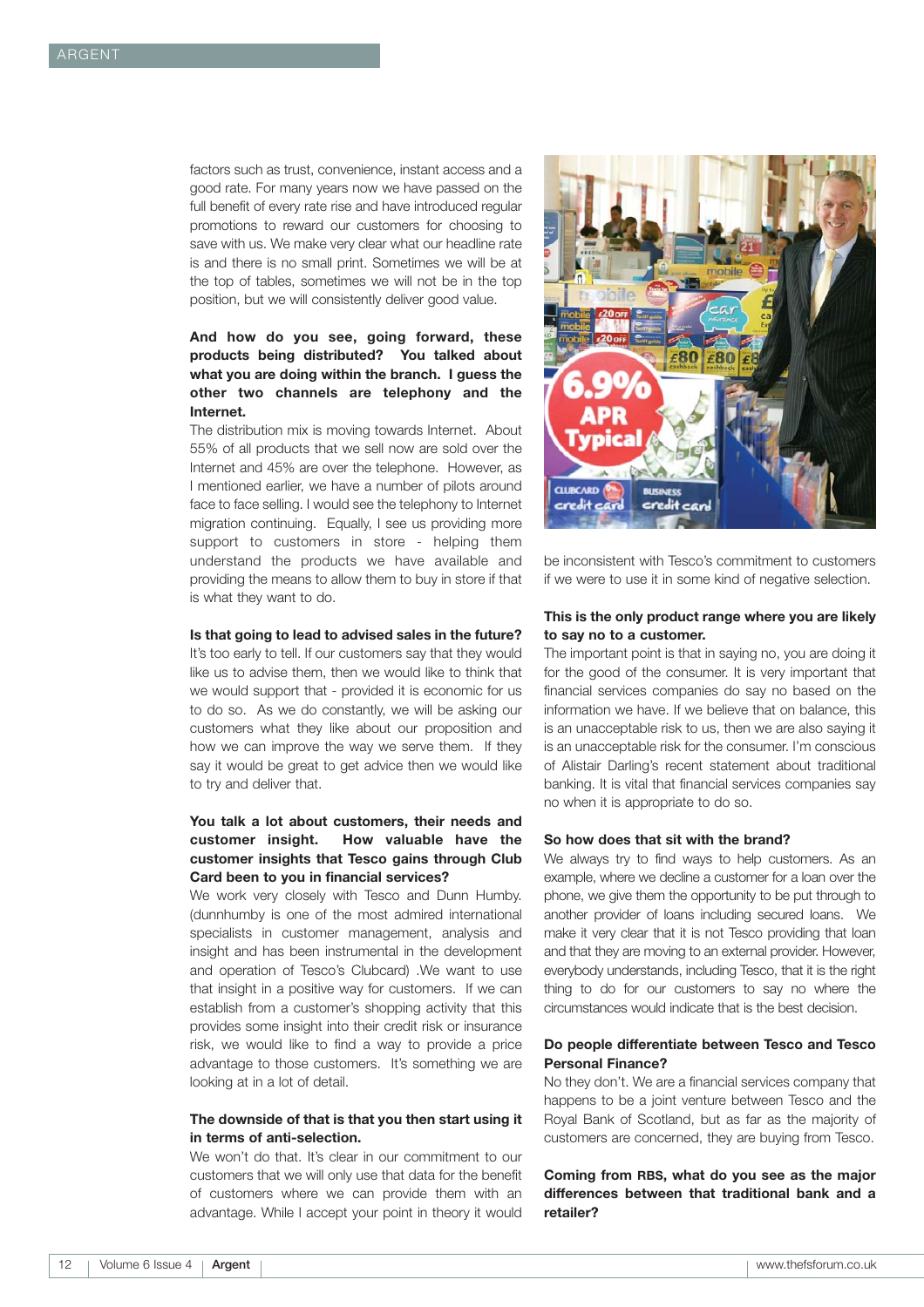factors such as trust, convenience, instant access and a good rate. For many years now we have passed on the full benefit of every rate rise and have introduced regular promotions to reward our customers for choosing to save with us. We make very clear what our headline rate is and there is no small print. Sometimes we will be at the top of tables, sometimes we will not be in the top position, but we will consistently deliver good value.

**And how do you see, going forward, these products being distributed? You talked about what you are doing within the branch. I guess the other two channels are telephony and the Internet.**

The distribution mix is moving towards Internet. About 55% of all products that we sell now are sold over the Internet and 45% are over the telephone. However, as I mentioned earlier, we have a number of pilots around face to face selling. I would see the telephony to Internet migration continuing. Equally, I see us providing more support to customers in store - helping them understand the products we have available and providing the means to allow them to buy in store if that is what they want to do.

**Is that going to lead to advised sales in the future?**

It's too early to tell. If our customers say that they would like us to advise them, then we would like to think that we would support that - provided it is economic for us to do so. As we do constantly, we will be asking our customers what they like about our proposition and how we can improve the way we serve them. If they say it would be great to get advice then we would like to try and deliver that.

**You talk a lot about customers, their needs and customer insight. How valuable have the customer insights that Tesco gains through Club Card been to you in financial services?**

We work very closely with Tesco and Dunn Humby. (dunnhumby is one of the most admired international specialists in customer management, analysis and insight and has been instrumental in the development and operation of Tesco's Clubcard) .We want to use that insight in a positive way for customers. If we can establish from a customer's shopping activity that this provides some insight into their credit risk or insurance risk, we would like to find a way to provide a price advantage to those customers. It's something we are looking at in a lot of detail.

**The downside of that is that you then start using it in terms of anti-selection.**

We won't do that. It's clear in our commitment to our customers that we will only use that data for the benefit of customers where we can provide them with an advantage. While I accept your point in theory it would be inconsistent with Tesco's commitment to customers if we were to use it in some kind of negative selection.

**This is the only product range where you are likely to say no to a customer.**

The important point is that in saying no, you are doing it for the good of the consumer. It is very important that financial services companies do say no based on the information we have. If we believe that on balance, this is an unacceptable risk to us, then we are also saying it is an unacceptable risk for the consumer. I'm conscious of Alistair Darling's recent statement about traditional banking. It is vital that financial services companies say no when it is appropriate to do so.

**So how does that sit with the brand?**

We always try to find ways to help customers. As an example, where we decline a customer for a loan over the phone, we give them the opportunity to be put through to another provider of loans including secured loans. We make it very clear that it is not Tesco providing that loan and that they are moving to an external provider. However, everybody understands, including Tesco, that it is the right thing to do for our customers to say no where the circumstances would indicate that is the best decision.

**Do people differentiate between Tesco and Tesco Personal Finance?**

No they don't. We are a financial services company that happens to be a joint venture between Tesco and the Royal Bank of Scotland, but as far as the majority of customers are concerned, they are buying from Tesco.

**Coming from RBS, what do you see as the major differences between that traditional bank and a retailer?**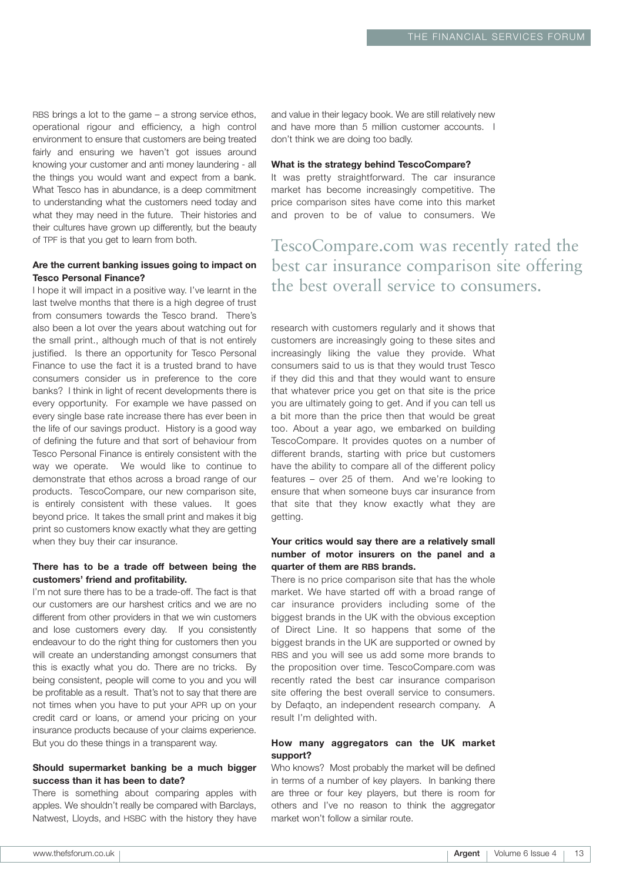RBS brings a lot to the game – a strong service ethos, operational rigour and efficiency, a high control environment to ensure that customers are being treated fairly and ensuring we haven't got issues around knowing your customer and anti money laundering - all the things you would want and expect from a bank. What Tesco has in abundance, is a deep commitment to understanding what the customers need today and what they may need in the future. Their histories and their cultures have grown up differently, but the beauty of TPF is that you get to learn from both.

**Are the current banking issues going to impact on Tesco Personal Finance?**

I hope it will impact in a positive way. I've learnt in the last twelve months that there is a high degree of trust from consumers towards the Tesco brand. There's also been a lot over the years about watching out for the small print., although much of that is not entirely justified. Is there an opportunity for Tesco Personal Finance to use the fact it is a trusted brand to have consumers consider us in preference to the core banks? I think in light of recent developments there is every opportunity. For example we have passed on every single base rate increase there has ever been in the life of our savings product. History is a good way of defining the future and that sort of behaviour from Tesco Personal Finance is entirely consistent with the way we operate. We would like to continue to demonstrate that ethos across a broad range of our products. TescoCompare, our new comparison site, is entirely consistent with these values. It goes beyond price. It takes the small print and makes it big print so customers know exactly what they are getting when they buy their car insurance.

**There has to be a trade off between being the customers' friend and profitability.**

I'm not sure there has to be a trade-off. The fact is that our customers are our harshest critics and we are no different from other providers in that we win customers and lose customers every day. If you consistently endeavour to do the right thing for customers then you will create an understanding amongst consumers that this is exactly what you do. There are no tricks. By being consistent, people will come to you and you will be profitable as a result. That's not to say that there are not times when you have to put your APR up on your credit card or loans, or amend your pricing on your insurance products because of your claims experience. But you do these things in a transparent way.

**Should supermarket banking be a much bigger success than it has been to date?**

There is something about comparing apples with apples. We shouldn't really be compared with Barclays, Natwest, Lloyds, and HSBC with the history they have and value in their legacy book. We are still relatively new and have more than 5 million customer accounts. I don't think we are doing too badly.

**What is the strategy behind TescoCompare?**

It was pretty straightforward. The car insurance market has become increasingly competitive. The price comparison sites have come into this market and proven to be of value to consumers. We research with customers regularly and it shows that customers are increasingly going to these sites and increasingly liking the value they provide. What consumers said to us is that they would trust Tesco if they did this and that they would want to ensure that whatever price you get on that site is the price you are ultimately going to get. And if you can tell us a bit more than the price then that would be great too. About a year ago, we embarked on building TescoCompare. It provides quotes on a number of different brands, starting with price but customers have the ability to compare all of the different policy features – over 25 of them. And we're looking to ensure that when someone buys car insurance from that site that they know exactly what they are getting.

> TescoCompare.com was recently rated the best car insurance comparison site offering the best overall service to consumers.

**Your critics would say there are a relatively small number of motor insurers on the panel and a quarter of them are RBS brands.**

There is no price comparison site that has the whole market. We have started off with a broad range of car insurance providers including some of the biggest brands in the UK with the obvious exception of Direct Line. It so happens that some of the biggest brands in the UK are supported or owned by RBS and you will see us add some more brands to the proposition over time. TescoCompare.com was recently rated the best car insurance comparison site offering the best overall service to consumers. by Defaqto, an independent research company. A result I'm delighted with.

**How many aggregators can the UK market support?**

Who knows? Most probably the market will be defined in terms of a number of key players. In banking there are three or four key players, but there is room for others and I've no reason to think the aggregator market won't follow a similar route.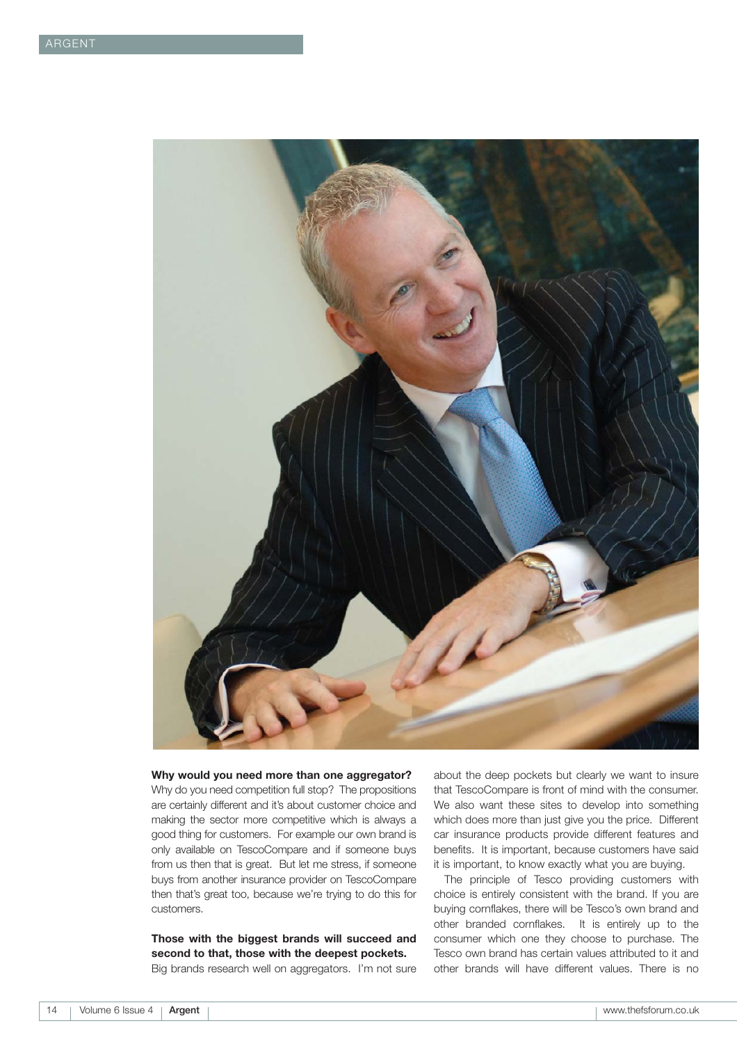**Why would you need more than one aggregator?**
Why do you need competition full stop? The propositions are certainly different and it's about customer choice and making the sector more competitive which is always a good thing for customers. For example our own brand is only available on TescoCompare and if someone buys from us then that is great. But let me stress, if someone buys from another insurance provider on TescoCompare then that's great too, because we're trying to do this for customers.

**Those with the biggest brands will succeed and second to that, those with the deepest pockets.**
Big brands research well on aggregators. I'm not sure about the deep pockets but clearly we want to insure that TescoCompare is front of mind with the consumer. We also want these sites to develop into something which does more than just give you the price. Different car insurance products provide different features and benefits. It is important, because customers have said it is important, to know exactly what you are buying.

The principle of Tesco providing customers with choice is entirely consistent with the brand. If you are buying cornflakes, there will be Tesco's own brand and other branded cornflakes. It is entirely up to the consumer which one they choose to purchase. The Tesco own brand has certain values attributed to it and other brands will have different values. There is no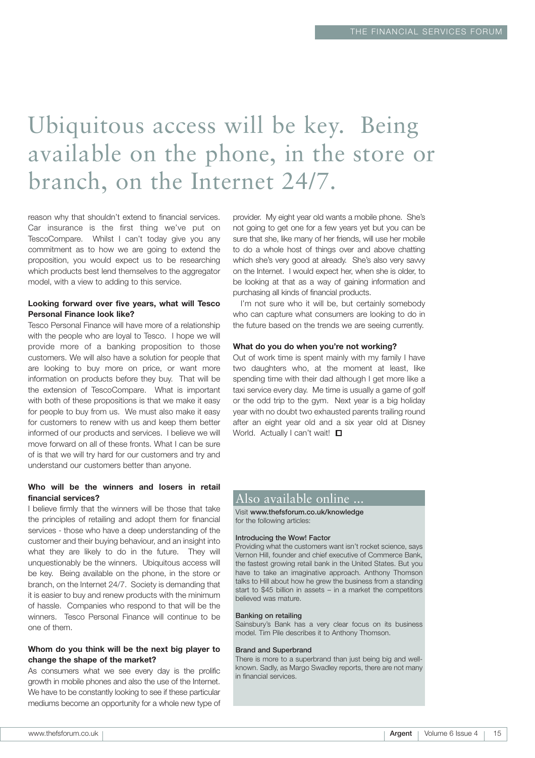# Ubiquitous access will be key. Being available on the phone, in the store or branch, on the Internet 24/7.

reason why that shouldn't extend to financial services. Car insurance is the first thing we've put on TescoCompare. Whilst I can't today give you any commitment as to how we are going to extend the proposition, you would expect us to be researching which products best lend themselves to the aggregator model, with a view to adding to this service.

**Looking forward over five years, what will Tesco Personal Finance look like?**

Tesco Personal Finance will have more of a relationship with the people who are loyal to Tesco. I hope we will provide more of a banking proposition to those customers. We will also have a solution for people that are looking to buy more on price, or want more information on products before they buy. That will be the extension of TescoCompare. What is important with both of these propositions is that we make it easy for people to buy from us. We must also make it easy for customers to renew with us and keep them better informed of our products and services. I believe we will move forward on all of these fronts. What I can be sure of is that we will try hard for our customers and try and understand our customers better than anyone.

**Who will be the winners and losers in retail financial services?**

I believe firmly that the winners will be those that take the principles of retailing and adopt them for financial services - those who have a deep understanding of the customer and their buying behaviour, and an insight into what they are likely to do in the future. They will unquestionably be the winners. Ubiquitous access will be key. Being available on the phone, in the store or branch, on the Internet 24/7. Society is demanding that it is easier to buy and renew products with the minimum of hassle. Companies who respond to that will be the winners. Tesco Personal Finance will continue to be one of them.

**Whom do you think will be the next big player to change the shape of the market?**

As consumers what we see every day is the prolific growth in mobile phones and also the use of the Internet. We have to be constantly looking to see if these particular mediums become an opportunity for a whole new type of provider. My eight year old wants a mobile phone. She's not going to get one for a few years yet but you can be sure that she, like many of her friends, will use her mobile to do a whole host of things over and above chatting which she's very good at already. She's also very savvy on the Internet. I would expect her, when she is older, to be looking at that as a way of gaining information and purchasing all kinds of financial products.

I'm not sure who it will be, but certainly somebody who can capture what consumers are looking to do in the future based on the trends we are seeing currently.

**What do you do when you're not working?**

Out of work time is spent mainly with my family I have two daughters who, at the moment at least, like spending time with their dad although I get more like a taxi service every day. Me time is usually a game of golf or the odd trip to the gym. Next year is a big holiday year with no doubt two exhausted parents trailing round after an eight year old and a six year old at Disney World. Actually I can't wait! □

## Also available online ...

Visit **www.thefsforum.co.uk/knowledge** for the following articles:

**Introducing the Wow! Factor**
Providing what the customers want isn't rocket science, says Vernon Hill, founder and chief executive of Commerce Bank, the fastest growing retail bank in the United States. But you have to take an imaginative approach. Anthony Thomson talks to Hill about how he grew the business from a standing start to $45 billion in assets – in a market the competitors believed was mature.

**Banking on retailing**
Sainsbury's Bank has a very clear focus on its business model. Tim Pile describes it to Anthony Thomson.

**Brand and Superbrand**
There is more to a superbrand than just being big and well-known. Sadly, as Margo Swadley reports, there are not many in financial services.